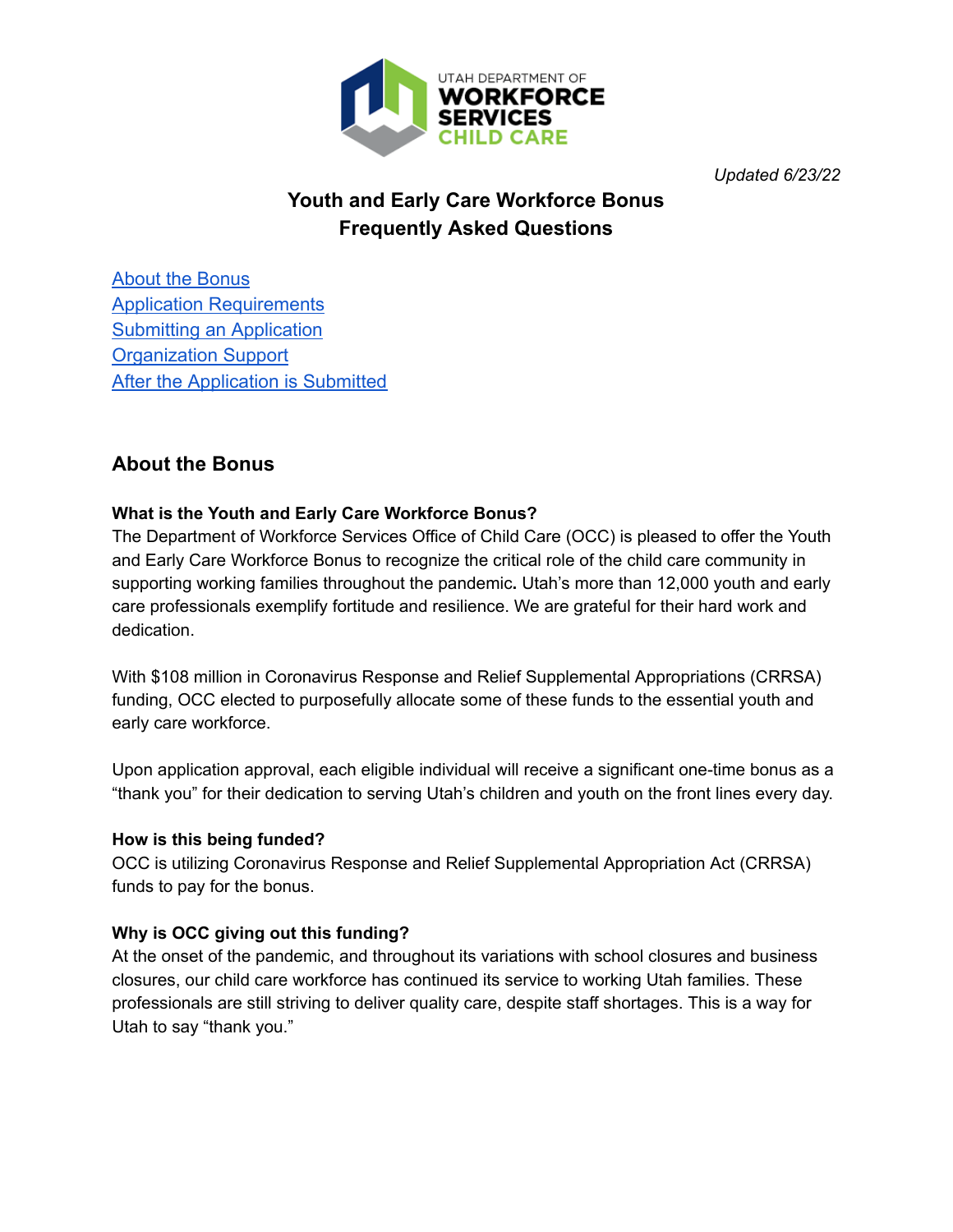UTAH DEPARTMENT OF WORKFORCE SERVICES CHILD CARE

*Updated 6/23/22*

# Youth and Early Care Workforce Bonus Frequently Asked Questions

[About the Bonus](#)
[Application Requirements](#)
[Submitting an Application](#)
[Organization Support](#)
[After the Application is Submitted](#)

## About the Bonus

**What is the Youth and Early Care Workforce Bonus?**
The Department of Workforce Services Office of Child Care (OCC) is pleased to offer the Youth and Early Care Workforce Bonus to recognize the critical role of the child care community in supporting working families throughout the pandemic**.** Utah's more than 12,000 youth and early care professionals exemplify fortitude and resilience. We are grateful for their hard work and dedication.

With $108 million in Coronavirus Response and Relief Supplemental Appropriations (CRRSA) funding, OCC elected to purposefully allocate some of these funds to the essential youth and early care workforce.

Upon application approval, each eligible individual will receive a significant one-time bonus as a "thank you" for their dedication to serving Utah's children and youth on the front lines every day.

**How is this being funded?**
OCC is utilizing Coronavirus Response and Relief Supplemental Appropriation Act (CRRSA) funds to pay for the bonus.

**Why is OCC giving out this funding?**
At the onset of the pandemic, and throughout its variations with school closures and business closures, our child care workforce has continued its service to working Utah families. These professionals are still striving to deliver quality care, despite staff shortages. This is a way for Utah to say "thank you."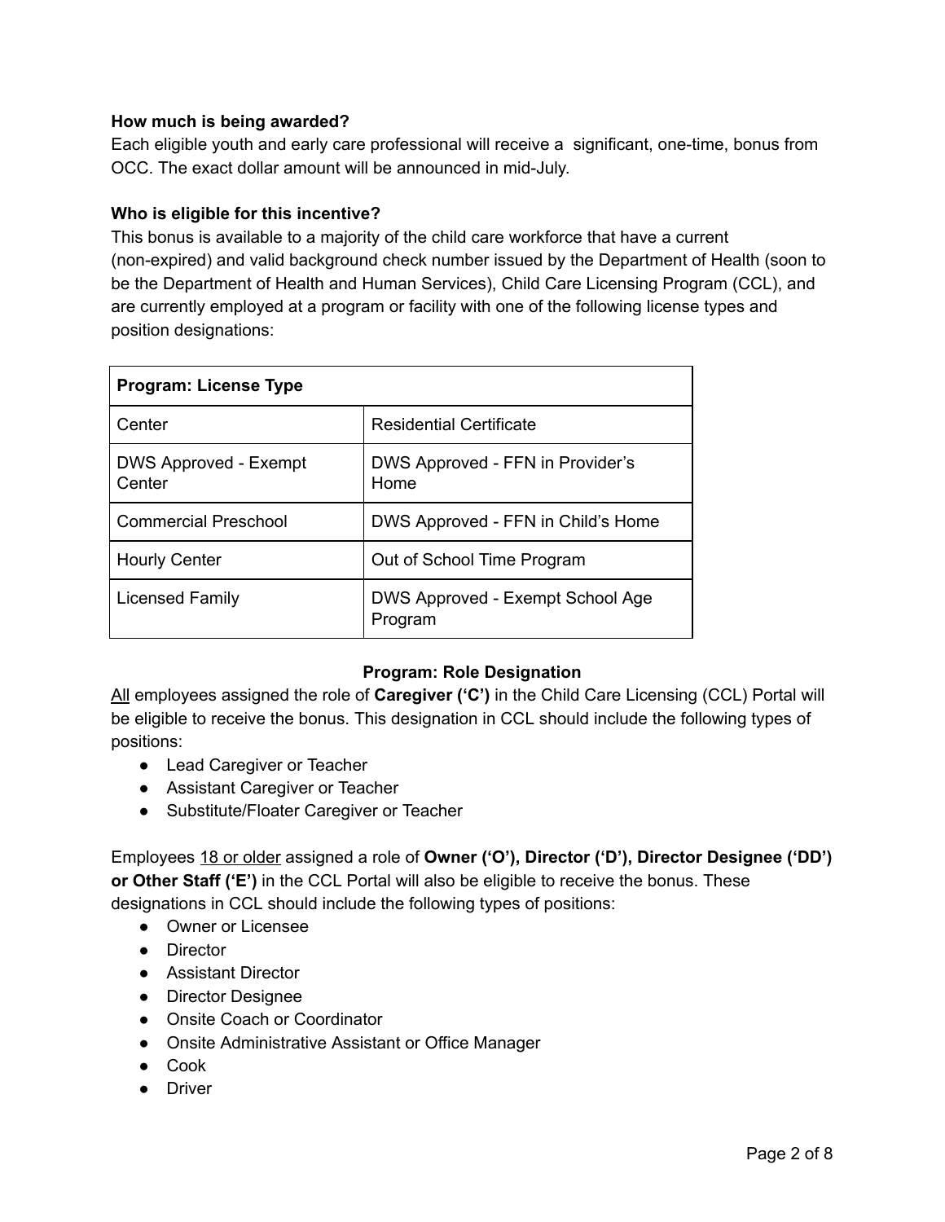**How much is being awarded?**

Each eligible youth and early care professional will receive a significant, one-time, bonus from OCC. The exact dollar amount will be announced in mid-July.

**Who is eligible for this incentive?**

This bonus is available to a majority of the child care workforce that have a current (non-expired) and valid background check number issued by the Department of Health (soon to be the Department of Health and Human Services), Child Care Licensing Program (CCL), and are currently employed at a program or facility with one of the following license types and position designations:

| **Program: License Type** | |
|---|---|
| Center | Residential Certificate |
| DWS Approved - Exempt Center | DWS Approved - FFN in Provider's Home |
| Commercial Preschool | DWS Approved - FFN in Child's Home |
| Hourly Center | Out of School Time Program |
| Licensed Family | DWS Approved - Exempt School Age Program |

**Program: Role Designation**

<u>All</u> employees assigned the role of **Caregiver ('C')** in the Child Care Licensing (CCL) Portal will be eligible to receive the bonus. This designation in CCL should include the following types of positions:

- Lead Caregiver or Teacher
- Assistant Caregiver or Teacher
- Substitute/Floater Caregiver or Teacher

Employees <u>18 or older</u> assigned a role of **Owner ('O'), Director ('D'), Director Designee ('DD') or Other Staff ('E')** in the CCL Portal will also be eligible to receive the bonus. These designations in CCL should include the following types of positions:

- Owner or Licensee
- Director
- Assistant Director
- Director Designee
- Onsite Coach or Coordinator
- Onsite Administrative Assistant or Office Manager
- Cook
- Driver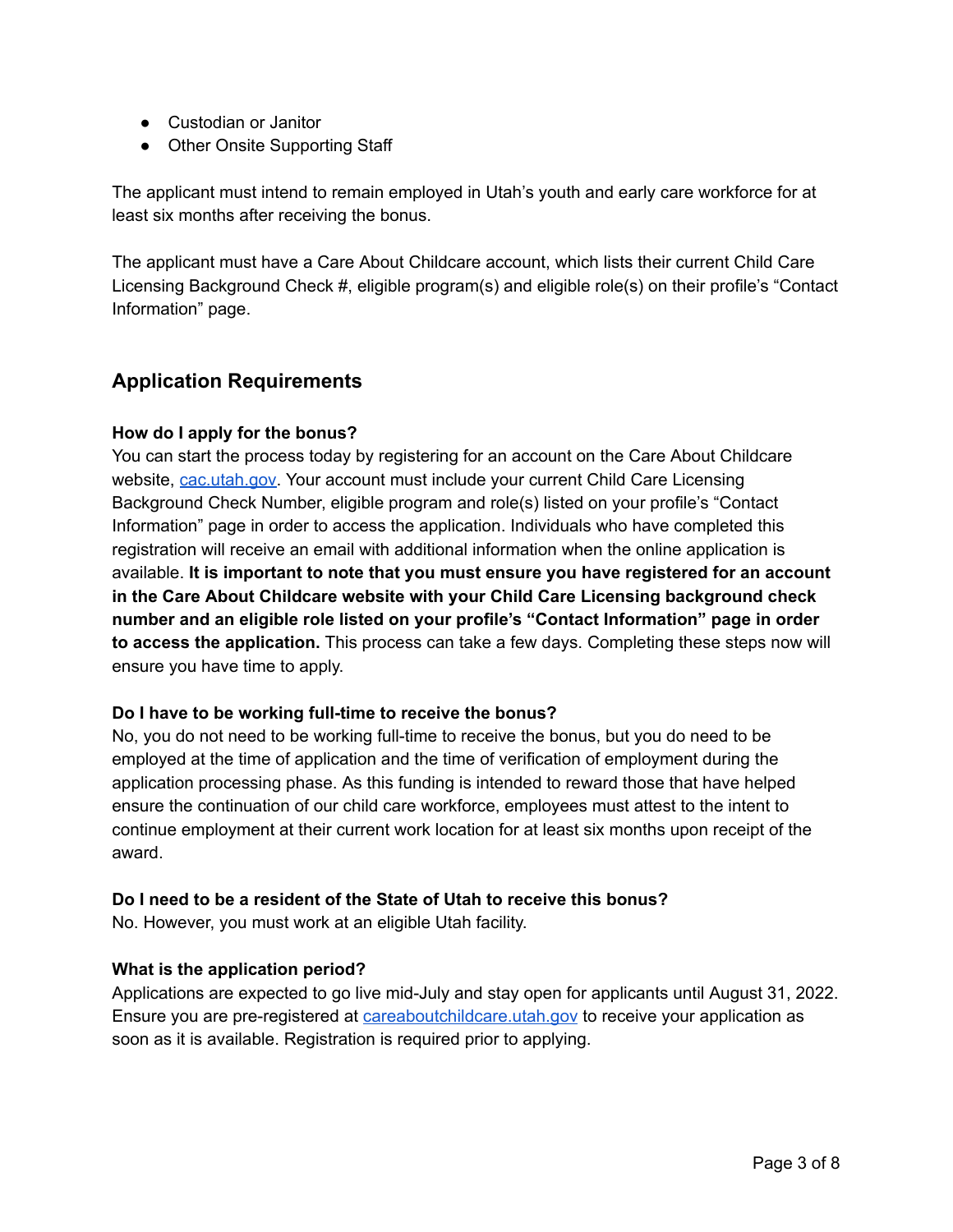- Custodian or Janitor
- Other Onsite Supporting Staff

The applicant must intend to remain employed in Utah's youth and early care workforce for at least six months after receiving the bonus.

The applicant must have a Care About Childcare account, which lists their current Child Care Licensing Background Check #, eligible program(s) and eligible role(s) on their profile's "Contact Information" page.

## Application Requirements

**How do I apply for the bonus?**
You can start the process today by registering for an account on the Care About Childcare website, [cac.utah.gov](cac.utah.gov). Your account must include your current Child Care Licensing Background Check Number, eligible program and role(s) listed on your profile's "Contact Information" page in order to access the application. Individuals who have completed this registration will receive an email with additional information when the online application is available. **It is important to note that you must ensure you have registered for an account in the Care About Childcare website with your Child Care Licensing background check number and an eligible role listed on your profile's "Contact Information" page in order to access the application.** This process can take a few days. Completing these steps now will ensure you have time to apply.

**Do I have to be working full-time to receive the bonus?**
No, you do not need to be working full-time to receive the bonus, but you do need to be employed at the time of application and the time of verification of employment during the application processing phase. As this funding is intended to reward those that have helped ensure the continuation of our child care workforce, employees must attest to the intent to continue employment at their current work location for at least six months upon receipt of the award.

**Do I need to be a resident of the State of Utah to receive this bonus?**
No. However, you must work at an eligible Utah facility.

**What is the application period?**
Applications are expected to go live mid-July and stay open for applicants until August 31, 2022. Ensure you are pre-registered at [careaboutchildcare.utah.gov](careaboutchildcare.utah.gov) to receive your application as soon as it is available. Registration is required prior to applying.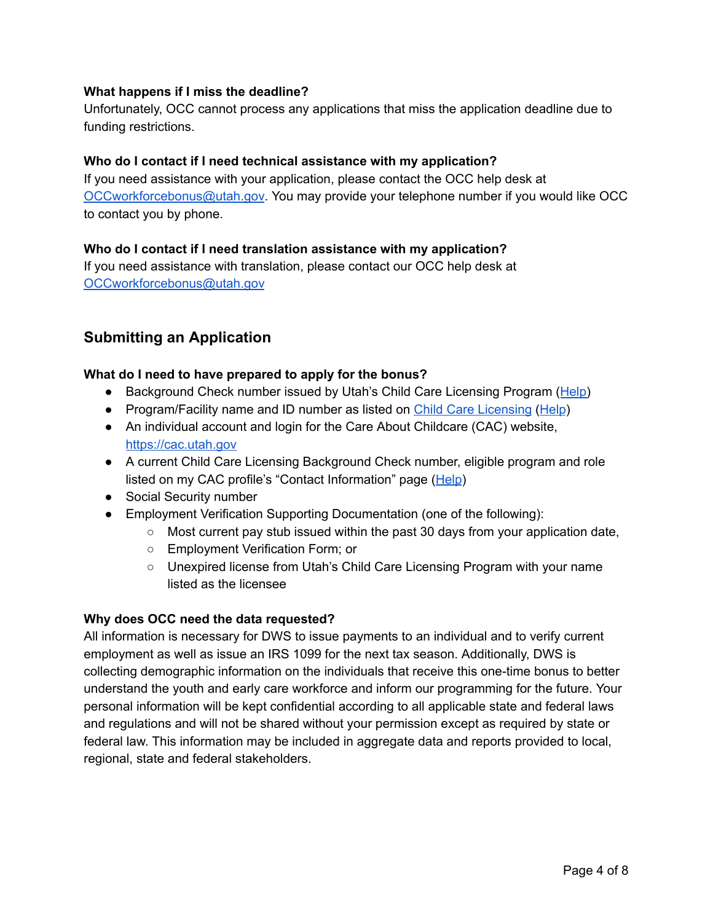**What happens if I miss the deadline?**
Unfortunately, OCC cannot process any applications that miss the application deadline due to funding restrictions.

**Who do I contact if I need technical assistance with my application?**
If you need assistance with your application, please contact the OCC help desk at OCCworkforcebonus@utah.gov. You may provide your telephone number if you would like OCC to contact you by phone.

**Who do I contact if I need translation assistance with my application?**
If you need assistance with translation, please contact our OCC help desk at OCCworkforcebonus@utah.gov

## Submitting an Application

**What do I need to have prepared to apply for the bonus?**

- Background Check number issued by Utah's Child Care Licensing Program (Help)
- Program/Facility name and ID number as listed on Child Care Licensing (Help)
- An individual account and login for the Care About Childcare (CAC) website, https://cac.utah.gov
- A current Child Care Licensing Background Check number, eligible program and role listed on my CAC profile's "Contact Information" page (Help)
- Social Security number
- Employment Verification Supporting Documentation (one of the following):
  - Most current pay stub issued within the past 30 days from your application date,
  - Employment Verification Form; or
  - Unexpired license from Utah's Child Care Licensing Program with your name listed as the licensee

**Why does OCC need the data requested?**
All information is necessary for DWS to issue payments to an individual and to verify current employment as well as issue an IRS 1099 for the next tax season. Additionally, DWS is collecting demographic information on the individuals that receive this one-time bonus to better understand the youth and early care workforce and inform our programming for the future. Your personal information will be kept confidential according to all applicable state and federal laws and regulations and will not be shared without your permission except as required by state or federal law. This information may be included in aggregate data and reports provided to local, regional, state and federal stakeholders.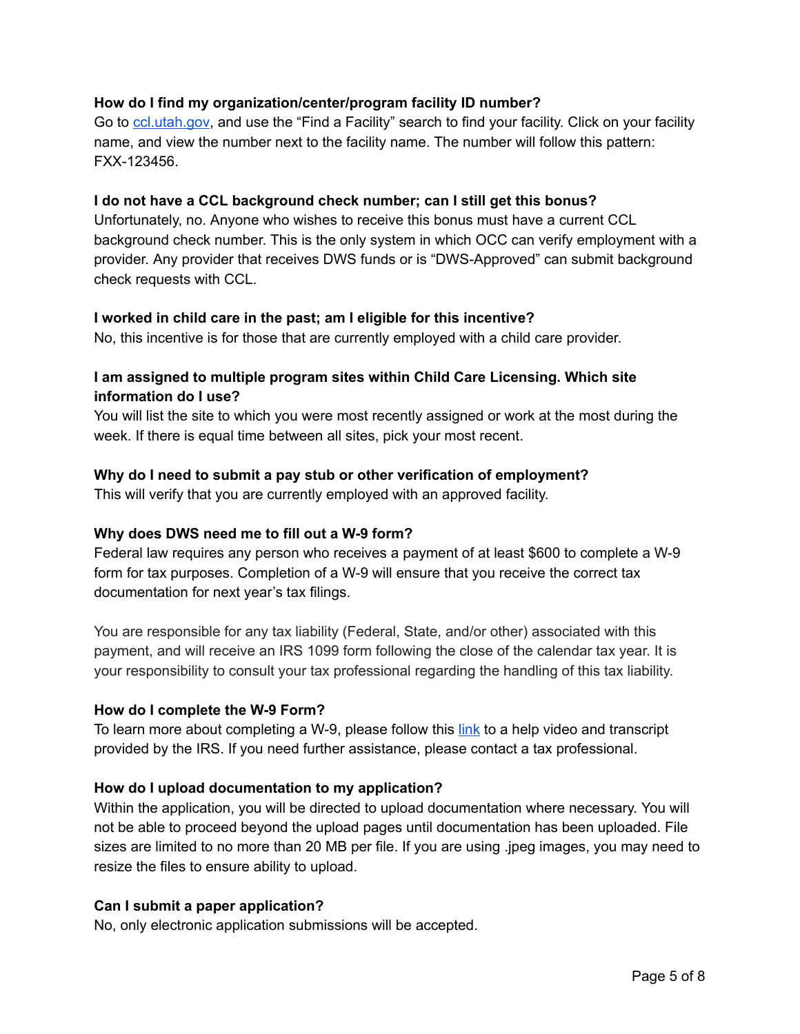**How do I find my organization/center/program facility ID number?**
Go to [ccl.utah.gov](ccl.utah.gov), and use the "Find a Facility" search to find your facility. Click on your facility name, and view the number next to the facility name. The number will follow this pattern: FXX-123456.

**I do not have a CCL background check number; can I still get this bonus?**
Unfortunately, no. Anyone who wishes to receive this bonus must have a current CCL background check number. This is the only system in which OCC can verify employment with a provider. Any provider that receives DWS funds or is "DWS-Approved" can submit background check requests with CCL.

**I worked in child care in the past; am I eligible for this incentive?**
No, this incentive is for those that are currently employed with a child care provider.

**I am assigned to multiple program sites within Child Care Licensing. Which site information do I use?**
You will list the site to which you were most recently assigned or work at the most during the week. If there is equal time between all sites, pick your most recent.

**Why do I need to submit a pay stub or other verification of employment?**
This will verify that you are currently employed with an approved facility.

**Why does DWS need me to fill out a W-9 form?**
Federal law requires any person who receives a payment of at least $600 to complete a W-9 form for tax purposes. Completion of a W-9 will ensure that you receive the correct tax documentation for next year's tax filings.

You are responsible for any tax liability (Federal, State, and/or other) associated with this payment, and will receive an IRS 1099 form following the close of the calendar tax year. It is your responsibility to consult your tax professional regarding the handling of this tax liability.

**How do I complete the W-9 Form?**
To learn more about completing a W-9, please follow this link to a help video and transcript provided by the IRS. If you need further assistance, please contact a tax professional.

**How do I upload documentation to my application?**
Within the application, you will be directed to upload documentation where necessary. You will not be able to proceed beyond the upload pages until documentation has been uploaded. File sizes are limited to no more than 20 MB per file. If you are using .jpeg images, you may need to resize the files to ensure ability to upload.

**Can I submit a paper application?**
No, only electronic application submissions will be accepted.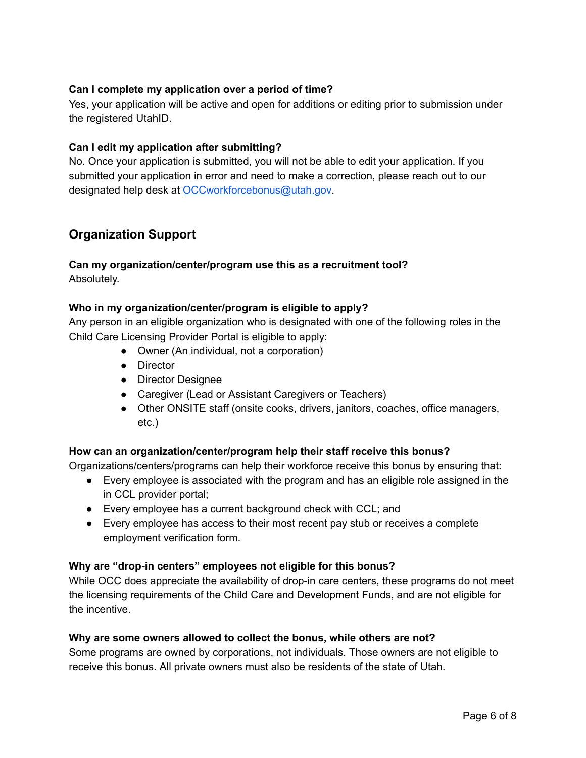**Can I complete my application over a period of time?**

Yes, your application will be active and open for additions or editing prior to submission under the registered UtahID.

**Can I edit my application after submitting?**

No. Once your application is submitted, you will not be able to edit your application. If you submitted your application in error and need to make a correction, please reach out to our designated help desk at OCCworkforcebonus@utah.gov.

## Organization Support

**Can my organization/center/program use this as a recruitment tool?**

Absolutely.

**Who in my organization/center/program is eligible to apply?**

Any person in an eligible organization who is designated with one of the following roles in the Child Care Licensing Provider Portal is eligible to apply:

- Owner (An individual, not a corporation)
- Director
- Director Designee
- Caregiver (Lead or Assistant Caregivers or Teachers)
- Other ONSITE staff (onsite cooks, drivers, janitors, coaches, office managers, etc.)

**How can an organization/center/program help their staff receive this bonus?**

Organizations/centers/programs can help their workforce receive this bonus by ensuring that:

- Every employee is associated with the program and has an eligible role assigned in the in CCL provider portal;
- Every employee has a current background check with CCL; and
- Every employee has access to their most recent pay stub or receives a complete employment verification form.

**Why are "drop-in centers" employees not eligible for this bonus?**

While OCC does appreciate the availability of drop-in care centers, these programs do not meet the licensing requirements of the Child Care and Development Funds, and are not eligible for the incentive.

**Why are some owners allowed to collect the bonus, while others are not?**

Some programs are owned by corporations, not individuals. Those owners are not eligible to receive this bonus. All private owners must also be residents of the state of Utah.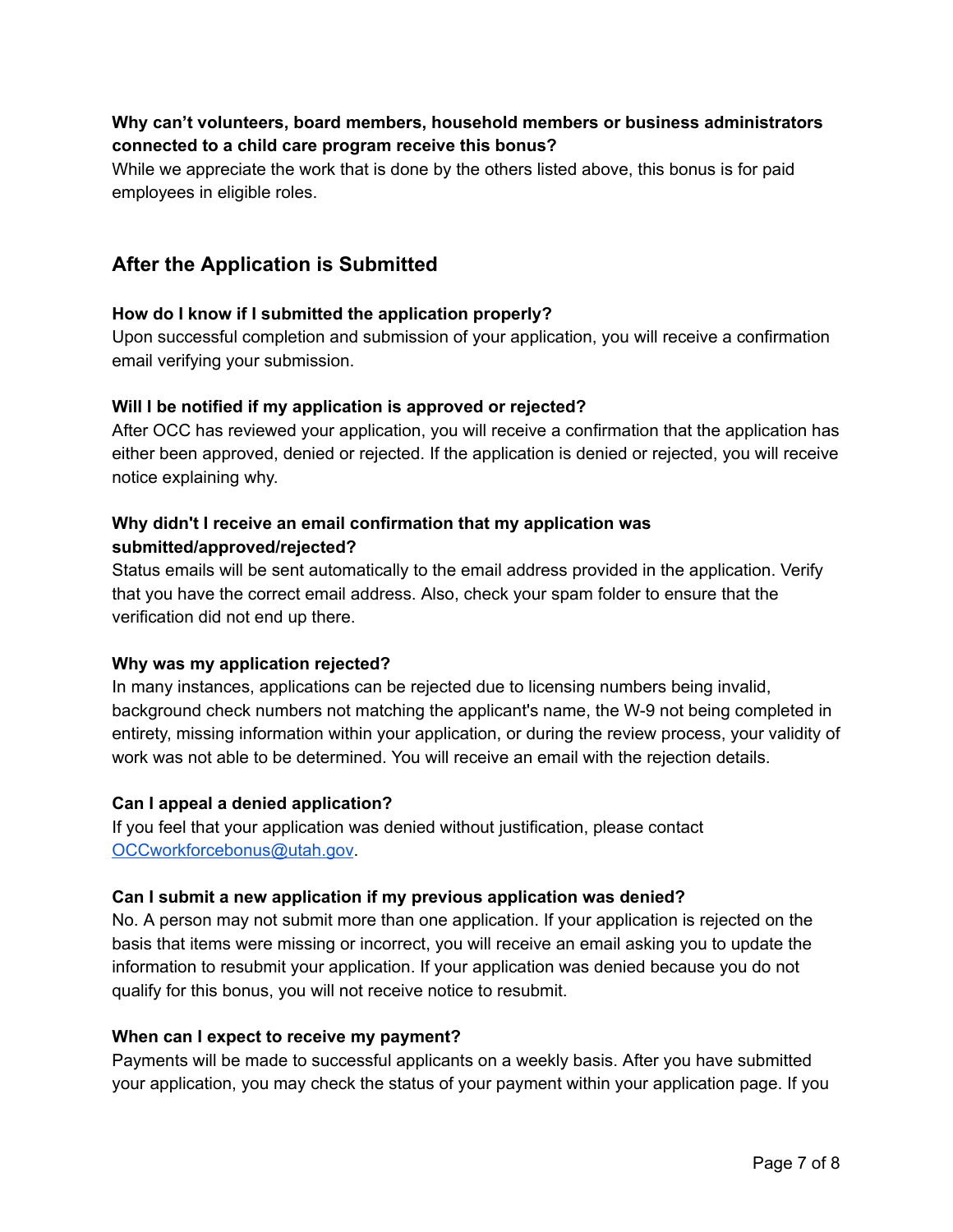**Why can't volunteers, board members, household members or business administrators connected to a child care program receive this bonus?**
While we appreciate the work that is done by the others listed above, this bonus is for paid employees in eligible roles.

## After the Application is Submitted

**How do I know if I submitted the application properly?**
Upon successful completion and submission of your application, you will receive a confirmation email verifying your submission.

**Will I be notified if my application is approved or rejected?**
After OCC has reviewed your application, you will receive a confirmation that the application has either been approved, denied or rejected. If the application is denied or rejected, you will receive notice explaining why.

**Why didn't I receive an email confirmation that my application was submitted/approved/rejected?**
Status emails will be sent automatically to the email address provided in the application. Verify that you have the correct email address. Also, check your spam folder to ensure that the verification did not end up there.

**Why was my application rejected?**
In many instances, applications can be rejected due to licensing numbers being invalid, background check numbers not matching the applicant's name, the W-9 not being completed in entirety, missing information within your application, or during the review process, your validity of work was not able to be determined. You will receive an email with the rejection details.

**Can I appeal a denied application?**
If you feel that your application was denied without justification, please contact [OCCworkforcebonus@utah.gov](mailto:OCCworkforcebonus@utah.gov).

**Can I submit a new application if my previous application was denied?**
No. A person may not submit more than one application. If your application is rejected on the basis that items were missing or incorrect, you will receive an email asking you to update the information to resubmit your application. If your application was denied because you do not qualify for this bonus, you will not receive notice to resubmit.

**When can I expect to receive my payment?**
Payments will be made to successful applicants on a weekly basis. After you have submitted your application, you may check the status of your payment within your application page. If you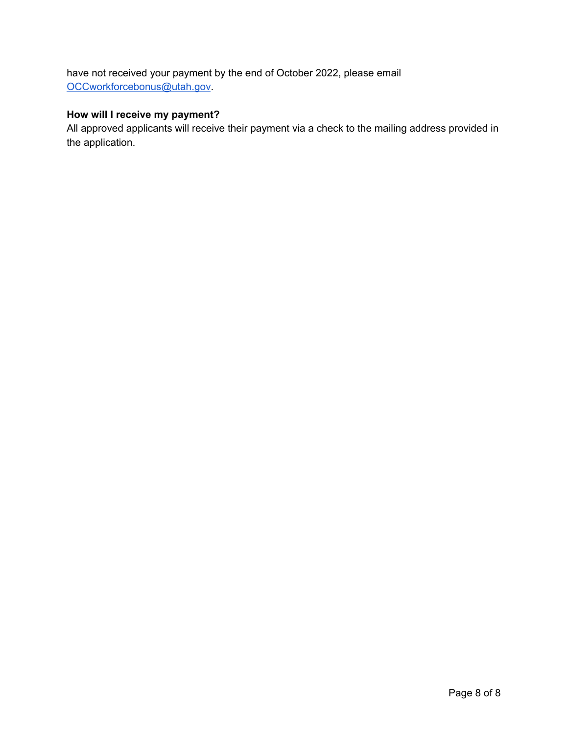have not received your payment by the end of October 2022, please email OCCworkforcebonus@utah.gov.

**How will I receive my payment?**
All approved applicants will receive their payment via a check to the mailing address provided in the application.